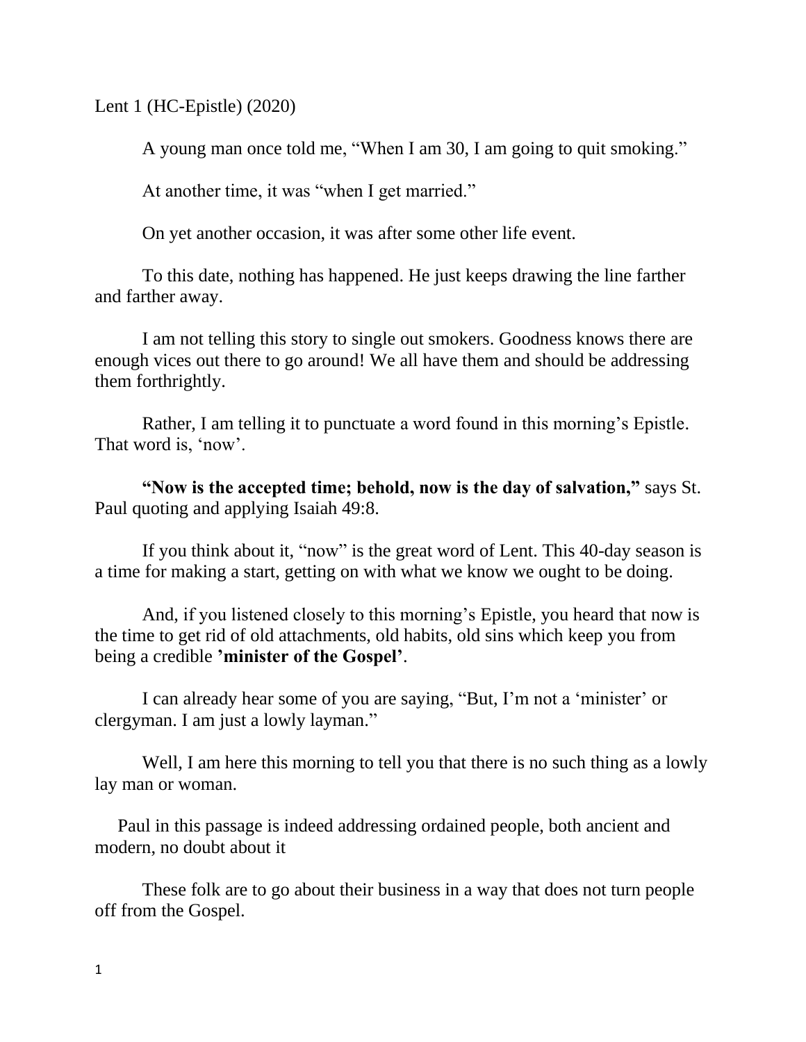Lent 1 (HC-Epistle) (2020)

A young man once told me, "When I am 30, I am going to quit smoking."

At another time, it was "when I get married."

On yet another occasion, it was after some other life event.

To this date, nothing has happened. He just keeps drawing the line farther and farther away.

I am not telling this story to single out smokers. Goodness knows there are enough vices out there to go around! We all have them and should be addressing them forthrightly.

Rather, I am telling it to punctuate a word found in this morning's Epistle. That word is, 'now'.

**"Now is the accepted time; behold, now is the day of salvation,"** says St. Paul quoting and applying Isaiah 49:8.

If you think about it, "now" is the great word of Lent. This 40-day season is a time for making a start, getting on with what we know we ought to be doing.

And, if you listened closely to this morning's Epistle, you heard that now is the time to get rid of old attachments, old habits, old sins which keep you from being a credible **'minister of the Gospel'**.

I can already hear some of you are saying, "But, I'm not a 'minister' or clergyman. I am just a lowly layman."

Well, I am here this morning to tell you that there is no such thing as a lowly lay man or woman.

Paul in this passage is indeed addressing ordained people, both ancient and modern, no doubt about it

These folk are to go about their business in a way that does not turn people off from the Gospel.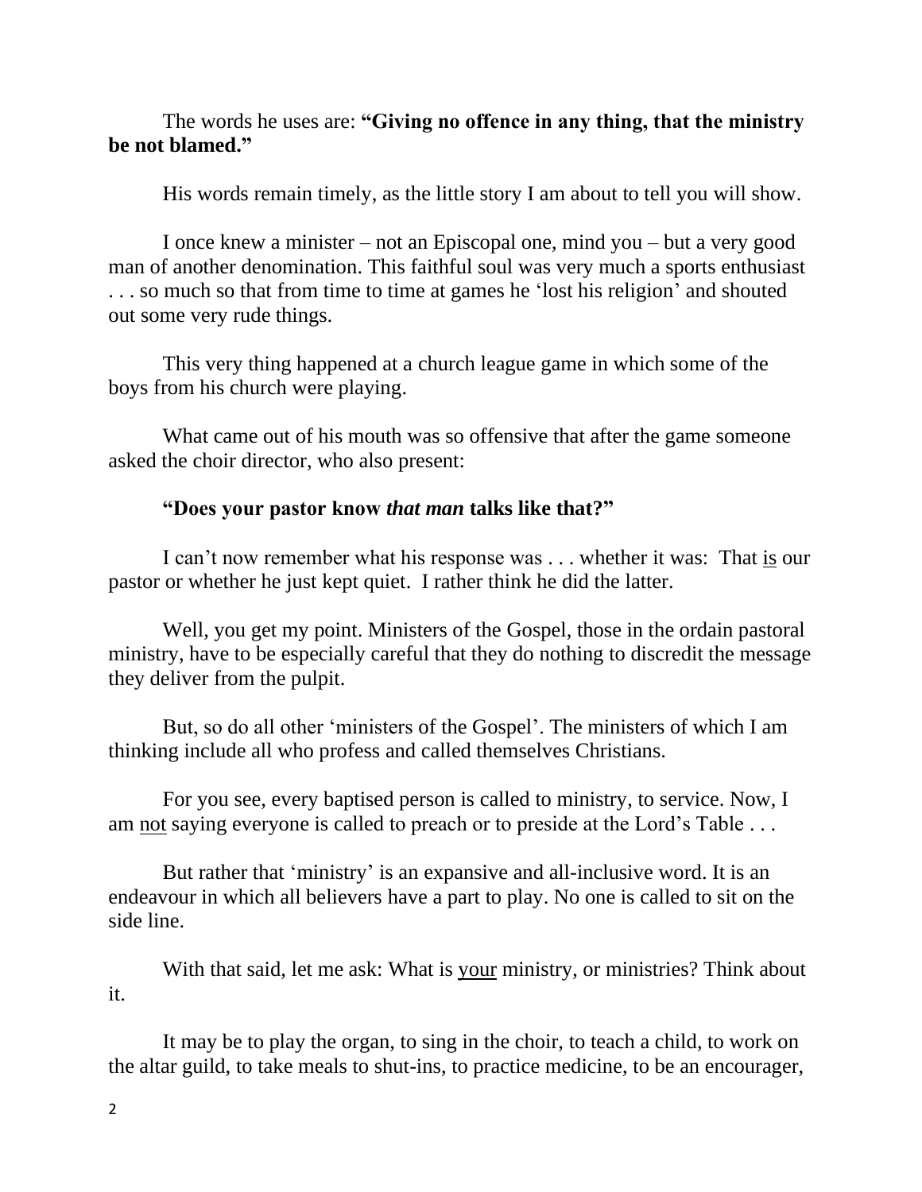The words he uses are: **"Giving no offence in any thing, that the ministry be not blamed."**

His words remain timely, as the little story I am about to tell you will show.

I once knew a minister – not an Episcopal one, mind you – but a very good man of another denomination. This faithful soul was very much a sports enthusiast . . . so much so that from time to time at games he 'lost his religion' and shouted out some very rude things.

This very thing happened at a church league game in which some of the boys from his church were playing.

What came out of his mouth was so offensive that after the game someone asked the choir director, who also present:

**"Does your pastor know *that man* talks like that?"**

I can't now remember what his response was . . . whether it was: That <u>is</u> our pastor or whether he just kept quiet. I rather think he did the latter.

Well, you get my point. Ministers of the Gospel, those in the ordain pastoral ministry, have to be especially careful that they do nothing to discredit the message they deliver from the pulpit.

But, so do all other 'ministers of the Gospel'. The ministers of which I am thinking include all who profess and called themselves Christians.

For you see, every baptised person is called to ministry, to service. Now, I am <u>not</u> saying everyone is called to preach or to preside at the Lord's Table . . .

But rather that 'ministry' is an expansive and all-inclusive word. It is an endeavour in which all believers have a part to play. No one is called to sit on the side line.

With that said, let me ask: What is <u>your</u> ministry, or ministries? Think about it.

It may be to play the organ, to sing in the choir, to teach a child, to work on the altar guild, to take meals to shut-ins, to practice medicine, to be an encourager,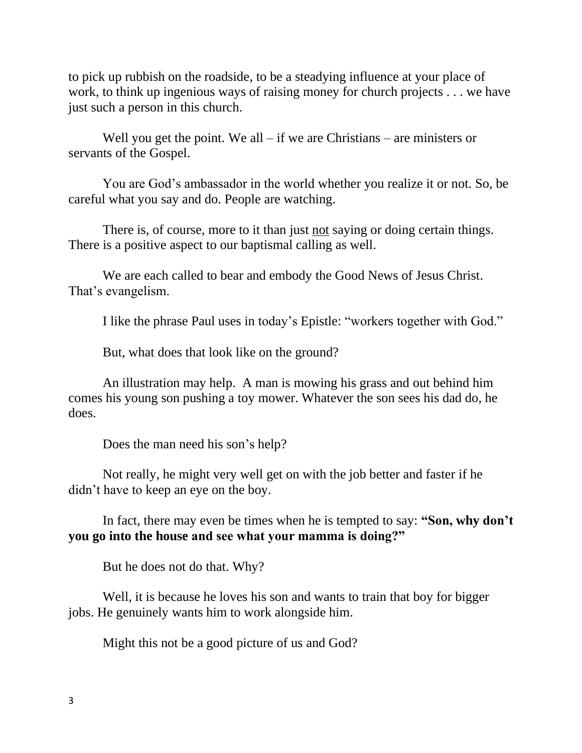to pick up rubbish on the roadside, to be a steadying influence at your place of work, to think up ingenious ways of raising money for church projects . . . we have just such a person in this church.

Well you get the point. We all – if we are Christians – are ministers or servants of the Gospel.

You are God's ambassador in the world whether you realize it or not. So, be careful what you say and do. People are watching.

There is, of course, more to it than just <u>not</u> saying or doing certain things. There is a positive aspect to our baptismal calling as well.

We are each called to bear and embody the Good News of Jesus Christ. That's evangelism.

I like the phrase Paul uses in today's Epistle: "workers together with God."

But, what does that look like on the ground?

An illustration may help. A man is mowing his grass and out behind him comes his young son pushing a toy mower. Whatever the son sees his dad do, he does.

Does the man need his son's help?

Not really, he might very well get on with the job better and faster if he didn't have to keep an eye on the boy.

In fact, there may even be times when he is tempted to say: **"Son, why don't you go into the house and see what your mamma is doing?"**

But he does not do that. Why?

Well, it is because he loves his son and wants to train that boy for bigger jobs. He genuinely wants him to work alongside him.

Might this not be a good picture of us and God?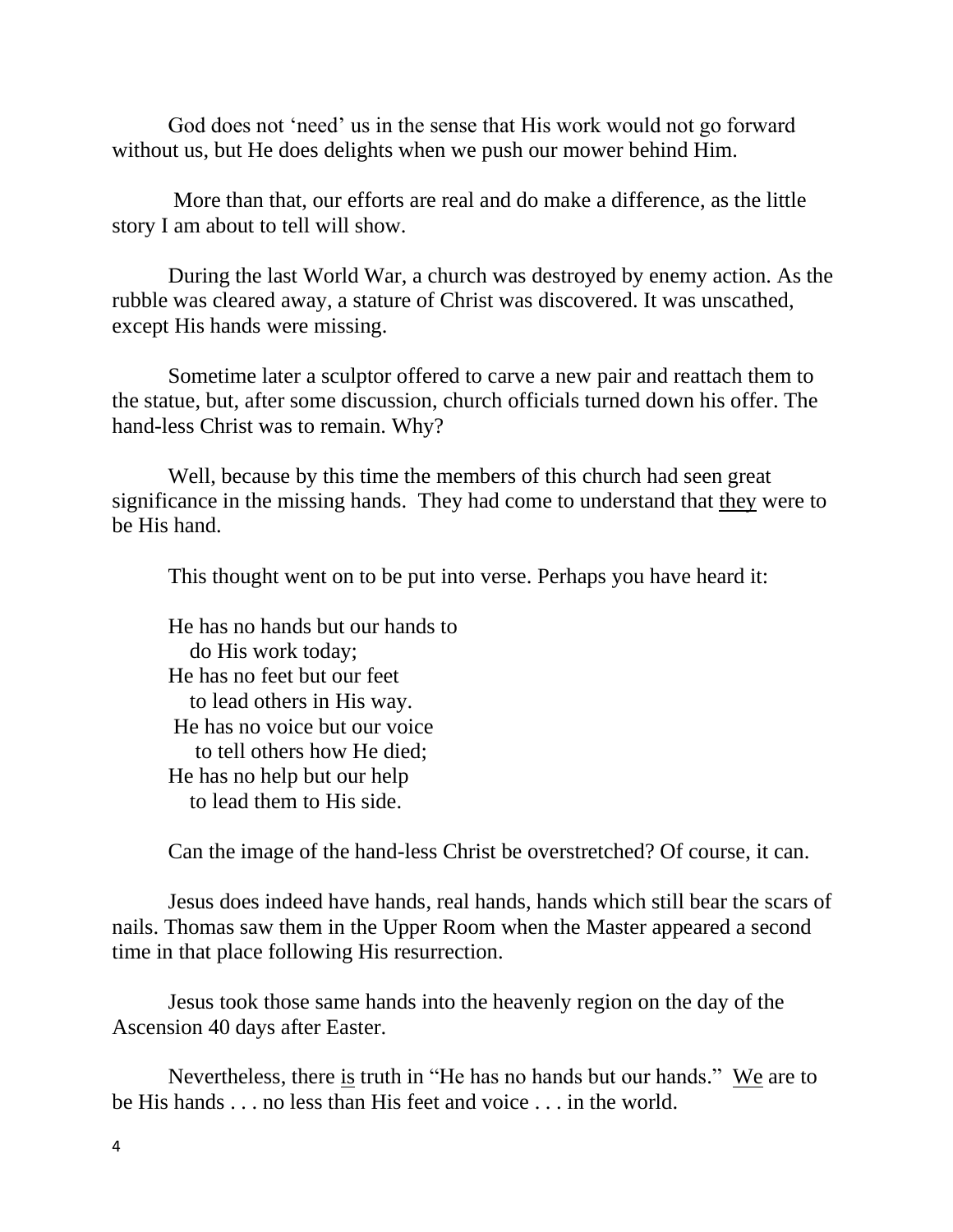God does not 'need' us in the sense that His work would not go forward without us, but He does delights when we push our mower behind Him.

More than that, our efforts are real and do make a difference, as the little story I am about to tell will show.

During the last World War, a church was destroyed by enemy action. As the rubble was cleared away, a stature of Christ was discovered. It was unscathed, except His hands were missing.

Sometime later a sculptor offered to carve a new pair and reattach them to the statue, but, after some discussion, church officials turned down his offer. The hand-less Christ was to remain. Why?

Well, because by this time the members of this church had seen great significance in the missing hands. They had come to understand that <u>they</u> were to be His hand.

This thought went on to be put into verse. Perhaps you have heard it:

He has no hands but our hands to  
  do His work today;  
He has no feet but our feet  
  to lead others in His way.  
He has no voice but our voice  
  to tell others how He died;  
He has no help but our help  
  to lead them to His side.

Can the image of the hand-less Christ be overstretched? Of course, it can.

Jesus does indeed have hands, real hands, hands which still bear the scars of nails. Thomas saw them in the Upper Room when the Master appeared a second time in that place following His resurrection.

Jesus took those same hands into the heavenly region on the day of the Ascension 40 days after Easter.

Nevertheless, there <u>is</u> truth in "He has no hands but our hands." <u>We</u> are to be His hands . . . no less than His feet and voice . . . in the world.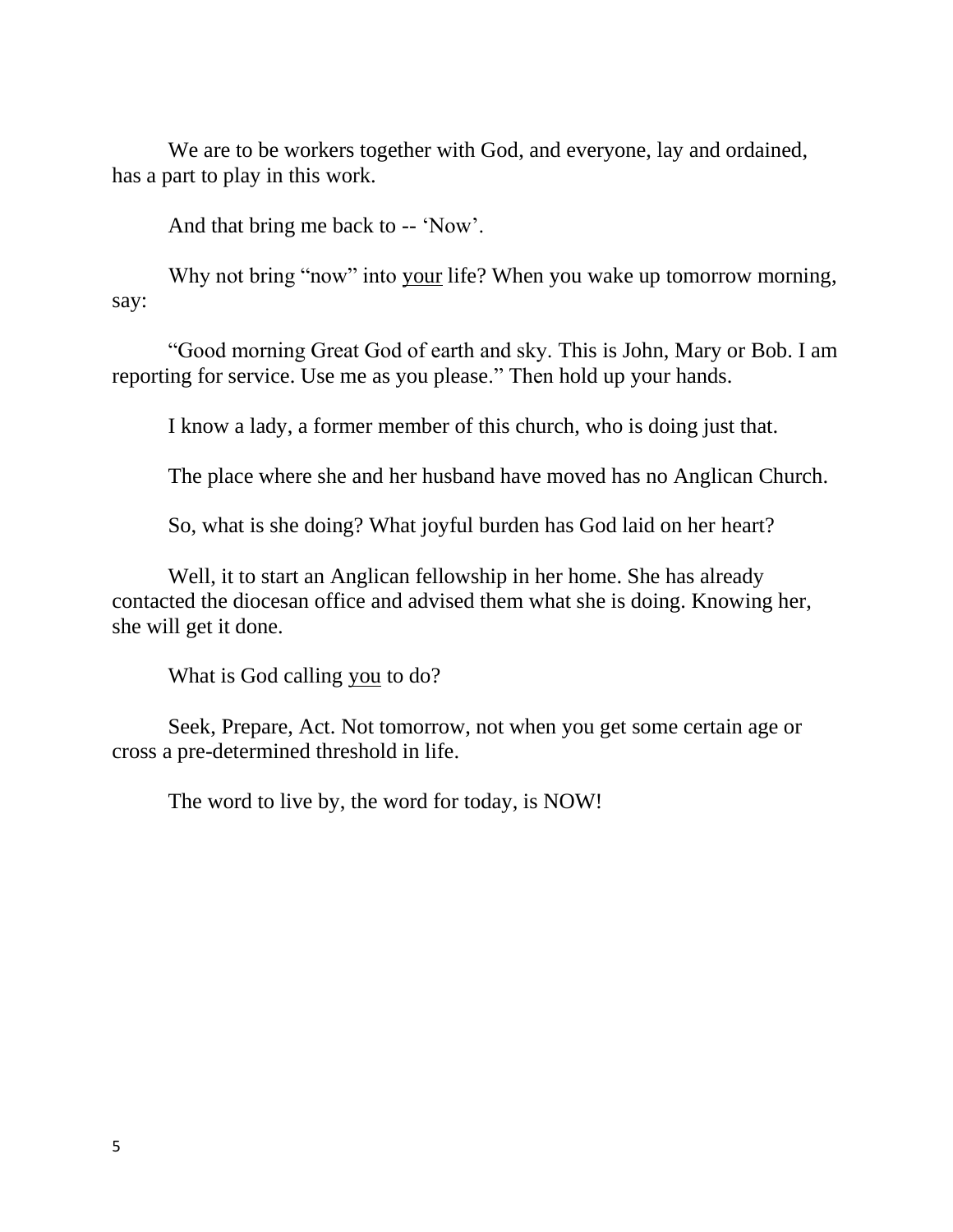We are to be workers together with God, and everyone, lay and ordained, has a part to play in this work.

And that bring me back to -- 'Now'.

Why not bring "now" into <u>your</u> life? When you wake up tomorrow morning, say:

"Good morning Great God of earth and sky. This is John, Mary or Bob. I am reporting for service. Use me as you please." Then hold up your hands.

I know a lady, a former member of this church, who is doing just that.

The place where she and her husband have moved has no Anglican Church.

So, what is she doing? What joyful burden has God laid on her heart?

Well, it to start an Anglican fellowship in her home. She has already contacted the diocesan office and advised them what she is doing. Knowing her, she will get it done.

What is God calling <u>you</u> to do?

Seek, Prepare, Act. Not tomorrow, not when you get some certain age or cross a pre-determined threshold in life.

The word to live by, the word for today, is NOW!